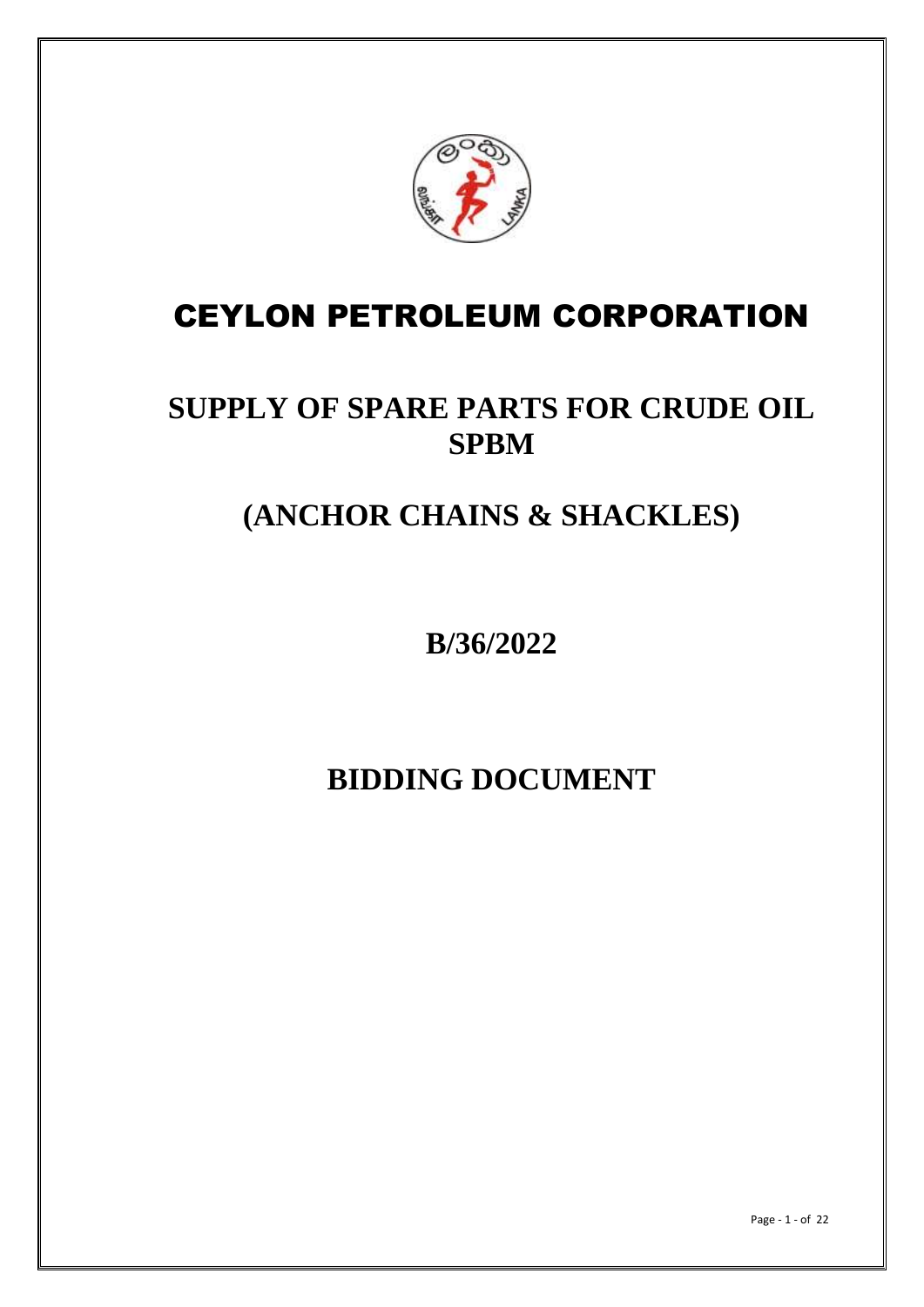# CEYLON PETROLEUM CORPORATION

## SUPPLY OF SPARE PARTS FOR CRUDE OIL SPBM

## (ANCHOR CHAINS & SHACKLES)

## B/36/2022

## BIDDING DOCUMENT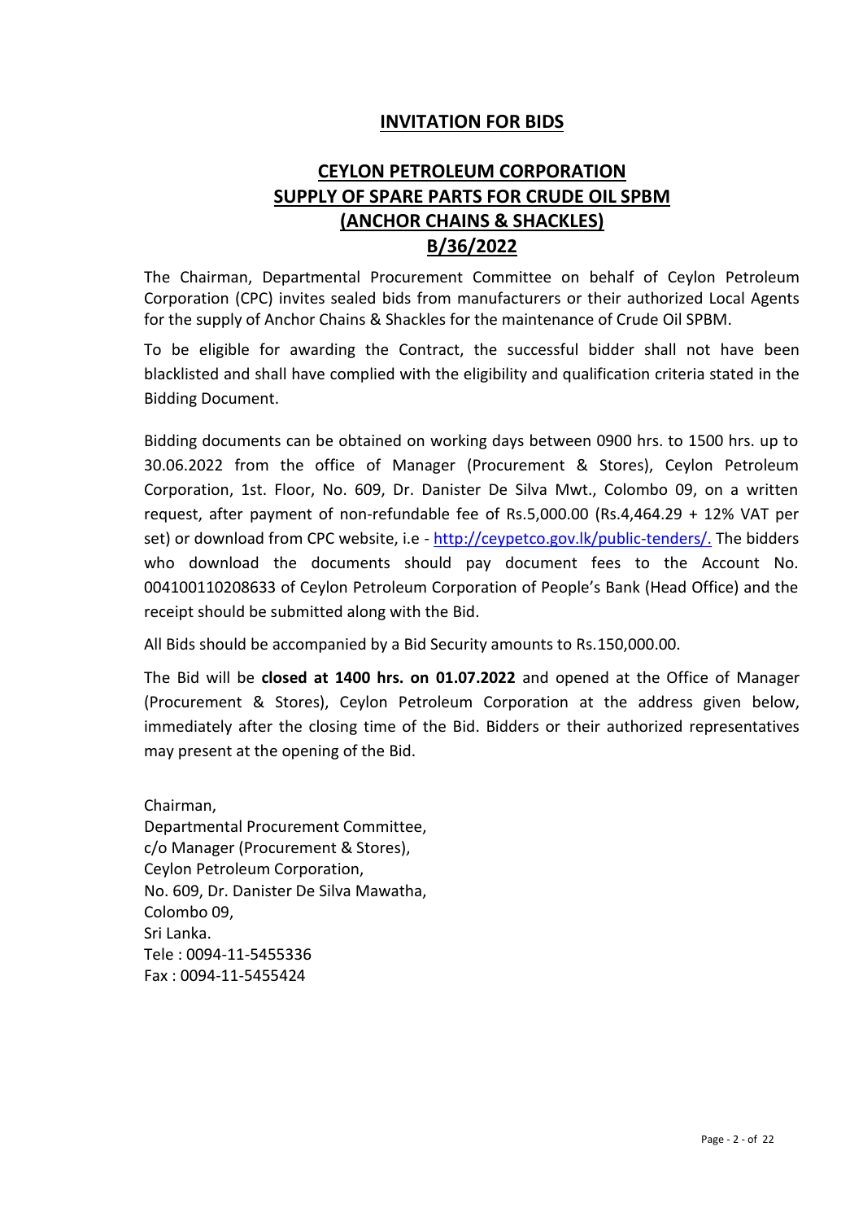# INVITATION FOR BIDS

## CEYLON PETROLEUM CORPORATION
## SUPPLY OF SPARE PARTS FOR CRUDE OIL SPBM
## (ANCHOR CHAINS & SHACKLES)
## B/36/2022

The Chairman, Departmental Procurement Committee on behalf of Ceylon Petroleum Corporation (CPC) invites sealed bids from manufacturers or their authorized Local Agents for the supply of Anchor Chains & Shackles for the maintenance of Crude Oil SPBM.

To be eligible for awarding the Contract, the successful bidder shall not have been blacklisted and shall have complied with the eligibility and qualification criteria stated in the Bidding Document.

Bidding documents can be obtained on working days between 0900 hrs. to 1500 hrs. up to 30.06.2022 from the office of Manager (Procurement & Stores), Ceylon Petroleum Corporation, 1st. Floor, No. 609, Dr. Danister De Silva Mwt., Colombo 09, on a written request, after payment of non-refundable fee of Rs.5,000.00 (Rs.4,464.29 + 12% VAT per set) or download from CPC website, i.e - http://ceypetco.gov.lk/public-tenders/. The bidders who download the documents should pay document fees to the Account No. 004100110208633 of Ceylon Petroleum Corporation of People's Bank (Head Office) and the receipt should be submitted along with the Bid.

All Bids should be accompanied by a Bid Security amounts to Rs.150,000.00.

The Bid will be **closed at 1400 hrs. on 01.07.2022** and opened at the Office of Manager (Procurement & Stores), Ceylon Petroleum Corporation at the address given below, immediately after the closing time of the Bid. Bidders or their authorized representatives may present at the opening of the Bid.

Chairman,
Departmental Procurement Committee,
c/o Manager (Procurement & Stores),
Ceylon Petroleum Corporation,
No. 609, Dr. Danister De Silva Mawatha,
Colombo 09,
Sri Lanka.
Tele : 0094-11-5455336
Fax : 0094-11-5455424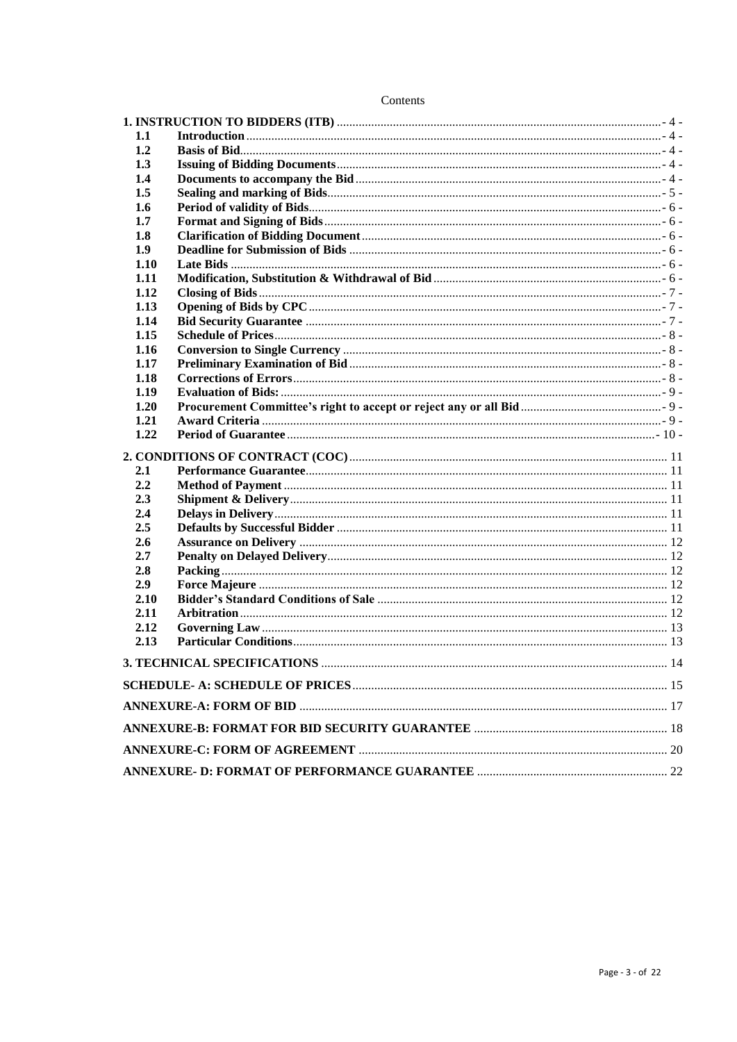Contents

| | | |
|---|---|---|
| **1. INSTRUCTION TO BIDDERS (ITB)** | | - 4 - |
| **1.1** | **Introduction** | - 4 - |
| **1.2** | **Basis of Bid** | - 4 - |
| **1.3** | **Issuing of Bidding Documents** | - 4 - |
| **1.4** | **Documents to accompany the Bid** | - 4 - |
| **1.5** | **Sealing and marking of Bids** | - 5 - |
| **1.6** | **Period of validity of Bids** | - 6 - |
| **1.7** | **Format and Signing of Bids** | - 6 - |
| **1.8** | **Clarification of Bidding Document** | - 6 - |
| **1.9** | **Deadline for Submission of Bids** | - 6 - |
| **1.10** | **Late Bids** | - 6 - |
| **1.11** | **Modification, Substitution & Withdrawal of Bid** | - 6 - |
| **1.12** | **Closing of Bids** | - 7 - |
| **1.13** | **Opening of Bids by CPC** | - 7 - |
| **1.14** | **Bid Security Guarantee** | - 7 - |
| **1.15** | **Schedule of Prices** | - 8 - |
| **1.16** | **Conversion to Single Currency** | - 8 - |
| **1.17** | **Preliminary Examination of Bid** | - 8 - |
| **1.18** | **Corrections of Errors** | - 8 - |
| **1.19** | **Evaluation of Bids:** | - 9 - |
| **1.20** | **Procurement Committee's right to accept or reject any or all Bid** | - 9 - |
| **1.21** | **Award Criteria** | - 9 - |
| **1.22** | **Period of Guarantee** | - 10 - |
| **2. CONDITIONS OF CONTRACT (COC)** | | 11 |
| **2.1** | **Performance Guarantee** | 11 |
| **2.2** | **Method of Payment** | 11 |
| **2.3** | **Shipment & Delivery** | 11 |
| **2.4** | **Delays in Delivery** | 11 |
| **2.5** | **Defaults by Successful Bidder** | 11 |
| **2.6** | **Assurance on Delivery** | 12 |
| **2.7** | **Penalty on Delayed Delivery** | 12 |
| **2.8** | **Packing** | 12 |
| **2.9** | **Force Majeure** | 12 |
| **2.10** | **Bidder's Standard Conditions of Sale** | 12 |
| **2.11** | **Arbitration** | 12 |
| **2.12** | **Governing Law** | 13 |
| **2.13** | **Particular Conditions** | 13 |
| **3. TECHNICAL SPECIFICATIONS** | | 14 |
| **SCHEDULE- A: SCHEDULE OF PRICES** | | 15 |
| **ANNEXURE-A: FORM OF BID** | | 17 |
| **ANNEXURE-B: FORMAT FOR BID SECURITY GUARANTEE** | | 18 |
| **ANNEXURE-C: FORM OF AGREEMENT** | | 20 |
| **ANNEXURE- D: FORMAT OF PERFORMANCE GUARANTEE** | | 22 |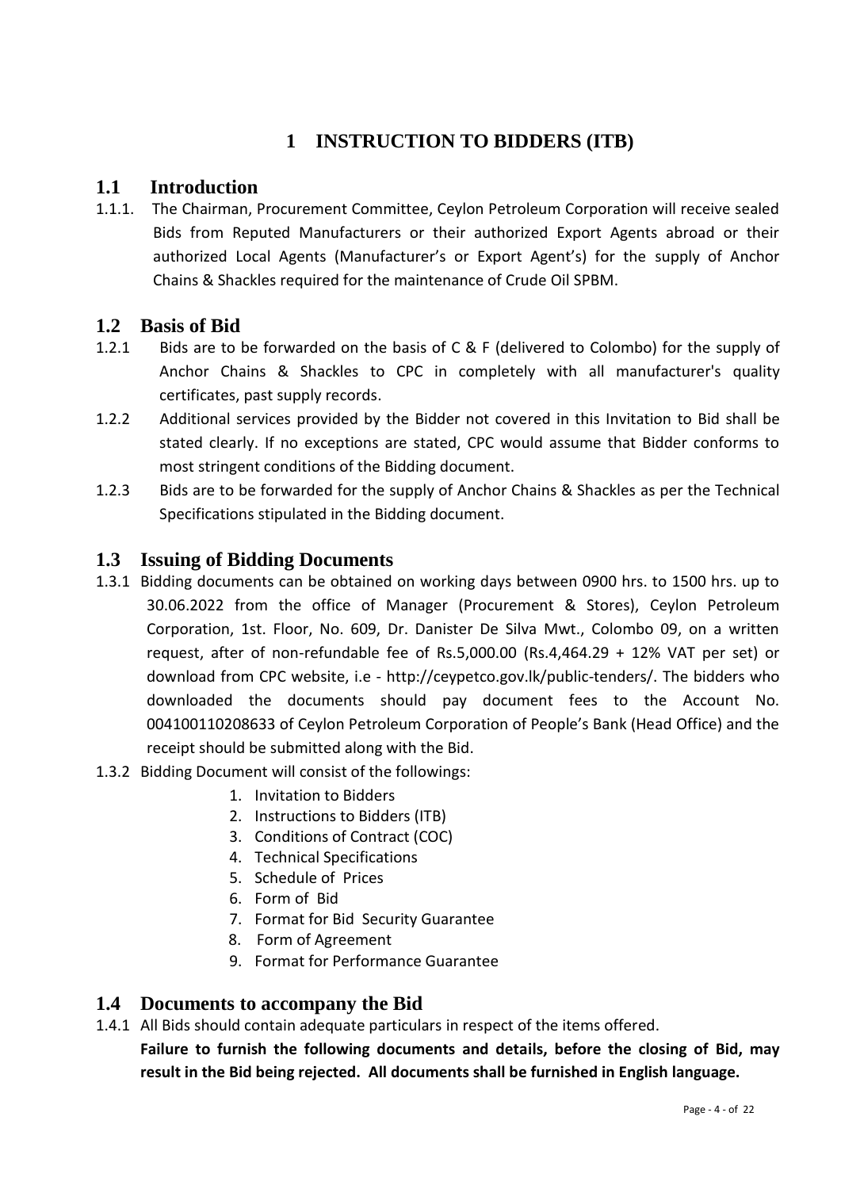# 1 INSTRUCTION TO BIDDERS (ITB)

## 1.1 Introduction

1.1.1. The Chairman, Procurement Committee, Ceylon Petroleum Corporation will receive sealed Bids from Reputed Manufacturers or their authorized Export Agents abroad or their authorized Local Agents (Manufacturer's or Export Agent's) for the supply of Anchor Chains & Shackles required for the maintenance of Crude Oil SPBM.

## 1.2 Basis of Bid

1.2.1 Bids are to be forwarded on the basis of C & F (delivered to Colombo) for the supply of Anchor Chains & Shackles to CPC in completely with all manufacturer's quality certificates, past supply records.

1.2.2 Additional services provided by the Bidder not covered in this Invitation to Bid shall be stated clearly. If no exceptions are stated, CPC would assume that Bidder conforms to most stringent conditions of the Bidding document.

1.2.3 Bids are to be forwarded for the supply of Anchor Chains & Shackles as per the Technical Specifications stipulated in the Bidding document.

## 1.3 Issuing of Bidding Documents

1.3.1 Bidding documents can be obtained on working days between 0900 hrs. to 1500 hrs. up to 30.06.2022 from the office of Manager (Procurement & Stores), Ceylon Petroleum Corporation, 1st. Floor, No. 609, Dr. Danister De Silva Mwt., Colombo 09, on a written request, after of non-refundable fee of Rs.5,000.00 (Rs.4,464.29 + 12% VAT per set) or download from CPC website, i.e - http://ceypetco.gov.lk/public-tenders/. The bidders who downloaded the documents should pay document fees to the Account No. 004100110208633 of Ceylon Petroleum Corporation of People's Bank (Head Office) and the receipt should be submitted along with the Bid.

1.3.2 Bidding Document will consist of the followings:

1. Invitation to Bidders
2. Instructions to Bidders (ITB)
3. Conditions of Contract (COC)
4. Technical Specifications
5. Schedule of Prices
6. Form of Bid
7. Format for Bid Security Guarantee
8. Form of Agreement
9. Format for Performance Guarantee

## 1.4 Documents to accompany the Bid

1.4.1 All Bids should contain adequate particulars in respect of the items offered.

**Failure to furnish the following documents and details, before the closing of Bid, may result in the Bid being rejected. All documents shall be furnished in English language.**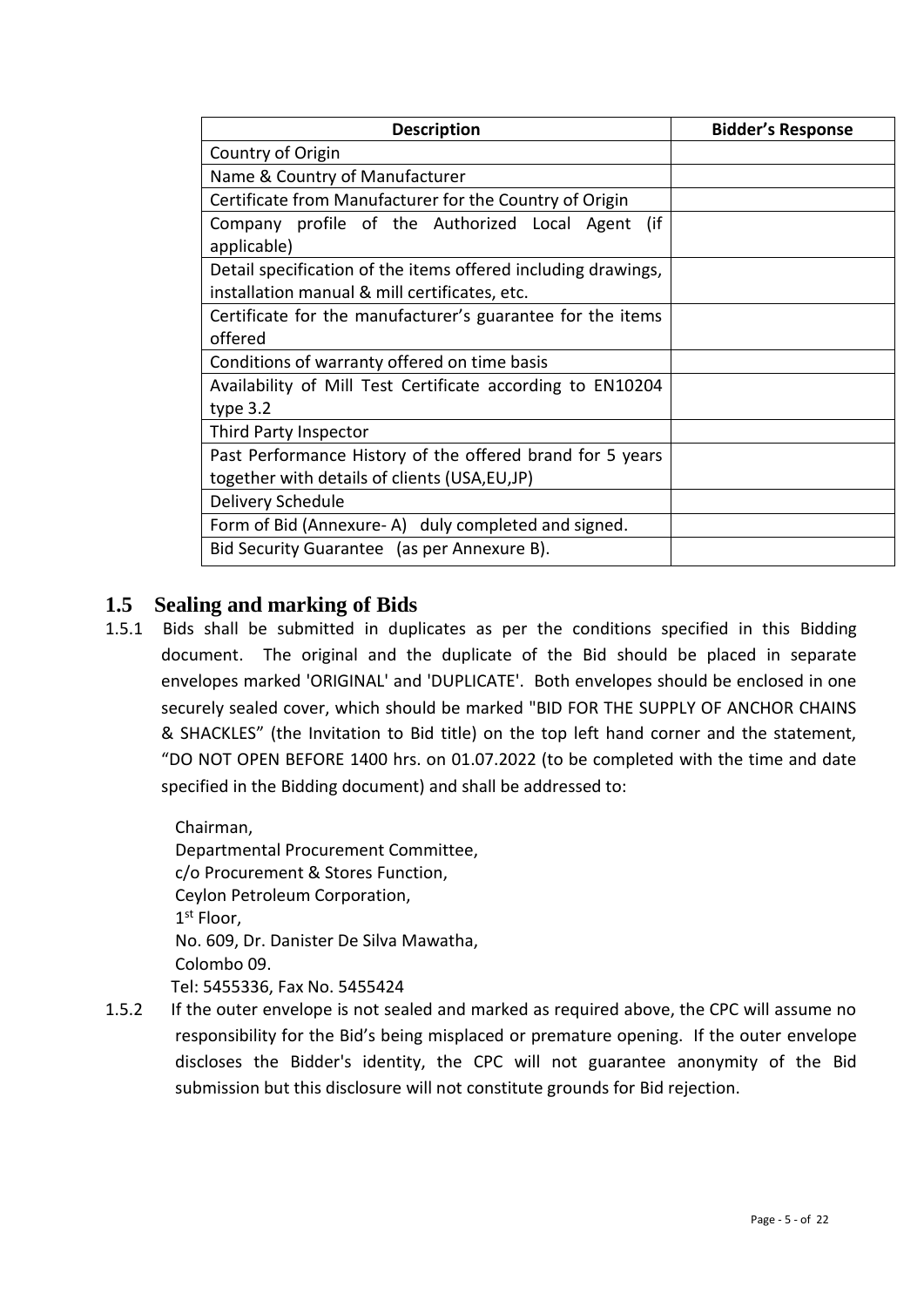| Description | Bidder's Response |
| --- | --- |
| Country of Origin | |
| Name & Country of Manufacturer | |
| Certificate from Manufacturer for the Country of Origin | |
| Company profile of the Authorized Local Agent (if applicable) | |
| Detail specification of the items offered including drawings, installation manual & mill certificates, etc. | |
| Certificate for the manufacturer's guarantee for the items offered | |
| Conditions of warranty offered on time basis | |
| Availability of Mill Test Certificate according to EN10204 type 3.2 | |
| Third Party Inspector | |
| Past Performance History of the offered brand for 5 years together with details of clients (USA,EU,JP) | |
| Delivery Schedule | |
| Form of Bid (Annexure- A) duly completed and signed. | |
| Bid Security Guarantee (as per Annexure B). | |

## 1.5 Sealing and marking of Bids

1.5.1 Bids shall be submitted in duplicates as per the conditions specified in this Bidding document. The original and the duplicate of the Bid should be placed in separate envelopes marked 'ORIGINAL' and 'DUPLICATE'. Both envelopes should be enclosed in one securely sealed cover, which should be marked "BID FOR THE SUPPLY OF ANCHOR CHAINS & SHACKLES" (the Invitation to Bid title) on the top left hand corner and the statement, "DO NOT OPEN BEFORE 1400 hrs. on 01.07.2022 (to be completed with the time and date specified in the Bidding document) and shall be addressed to:

Chairman,
Departmental Procurement Committee,
c/o Procurement & Stores Function,
Ceylon Petroleum Corporation,
1st Floor,
No. 609, Dr. Danister De Silva Mawatha,
Colombo 09.
Tel: 5455336, Fax No. 5455424

1.5.2 If the outer envelope is not sealed and marked as required above, the CPC will assume no responsibility for the Bid's being misplaced or premature opening. If the outer envelope discloses the Bidder's identity, the CPC will not guarantee anonymity of the Bid submission but this disclosure will not constitute grounds for Bid rejection.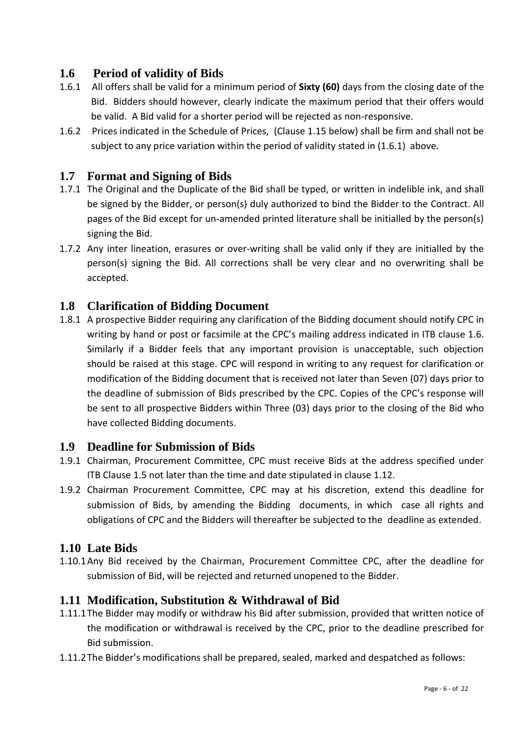## 1.6 Period of validity of Bids

1.6.1 All offers shall be valid for a minimum period of **Sixty (60)** days from the closing date of the Bid. Bidders should however, clearly indicate the maximum period that their offers would be valid. A Bid valid for a shorter period will be rejected as non-responsive.

1.6.2 Prices indicated in the Schedule of Prices, (Clause 1.15 below) shall be firm and shall not be subject to any price variation within the period of validity stated in (1.6.1) above.

## 1.7 Format and Signing of Bids

1.7.1 The Original and the Duplicate of the Bid shall be typed, or written in indelible ink, and shall be signed by the Bidder, or person(s) duly authorized to bind the Bidder to the Contract. All pages of the Bid except for un-amended printed literature shall be initialled by the person(s) signing the Bid.

1.7.2 Any inter lineation, erasures or over-writing shall be valid only if they are initialled by the person(s) signing the Bid. All corrections shall be very clear and no overwriting shall be accepted.

## 1.8 Clarification of Bidding Document

1.8.1 A prospective Bidder requiring any clarification of the Bidding document should notify CPC in writing by hand or post or facsimile at the CPC's mailing address indicated in ITB clause 1.6. Similarly if a Bidder feels that any important provision is unacceptable, such objection should be raised at this stage. CPC will respond in writing to any request for clarification or modification of the Bidding document that is received not later than Seven (07) days prior to the deadline of submission of Bids prescribed by the CPC. Copies of the CPC's response will be sent to all prospective Bidders within Three (03) days prior to the closing of the Bid who have collected Bidding documents.

## 1.9 Deadline for Submission of Bids

1.9.1 Chairman, Procurement Committee, CPC must receive Bids at the address specified under ITB Clause 1.5 not later than the time and date stipulated in clause 1.12.

1.9.2 Chairman Procurement Committee, CPC may at his discretion, extend this deadline for submission of Bids, by amending the Bidding documents, in which case all rights and obligations of CPC and the Bidders will thereafter be subjected to the deadline as extended.

## 1.10 Late Bids

1.10.1 Any Bid received by the Chairman, Procurement Committee CPC, after the deadline for submission of Bid, will be rejected and returned unopened to the Bidder.

## 1.11 Modification, Substitution & Withdrawal of Bid

1.11.1 The Bidder may modify or withdraw his Bid after submission, provided that written notice of the modification or withdrawal is received by the CPC, prior to the deadline prescribed for Bid submission.

1.11.2 The Bidder's modifications shall be prepared, sealed, marked and despatched as follows: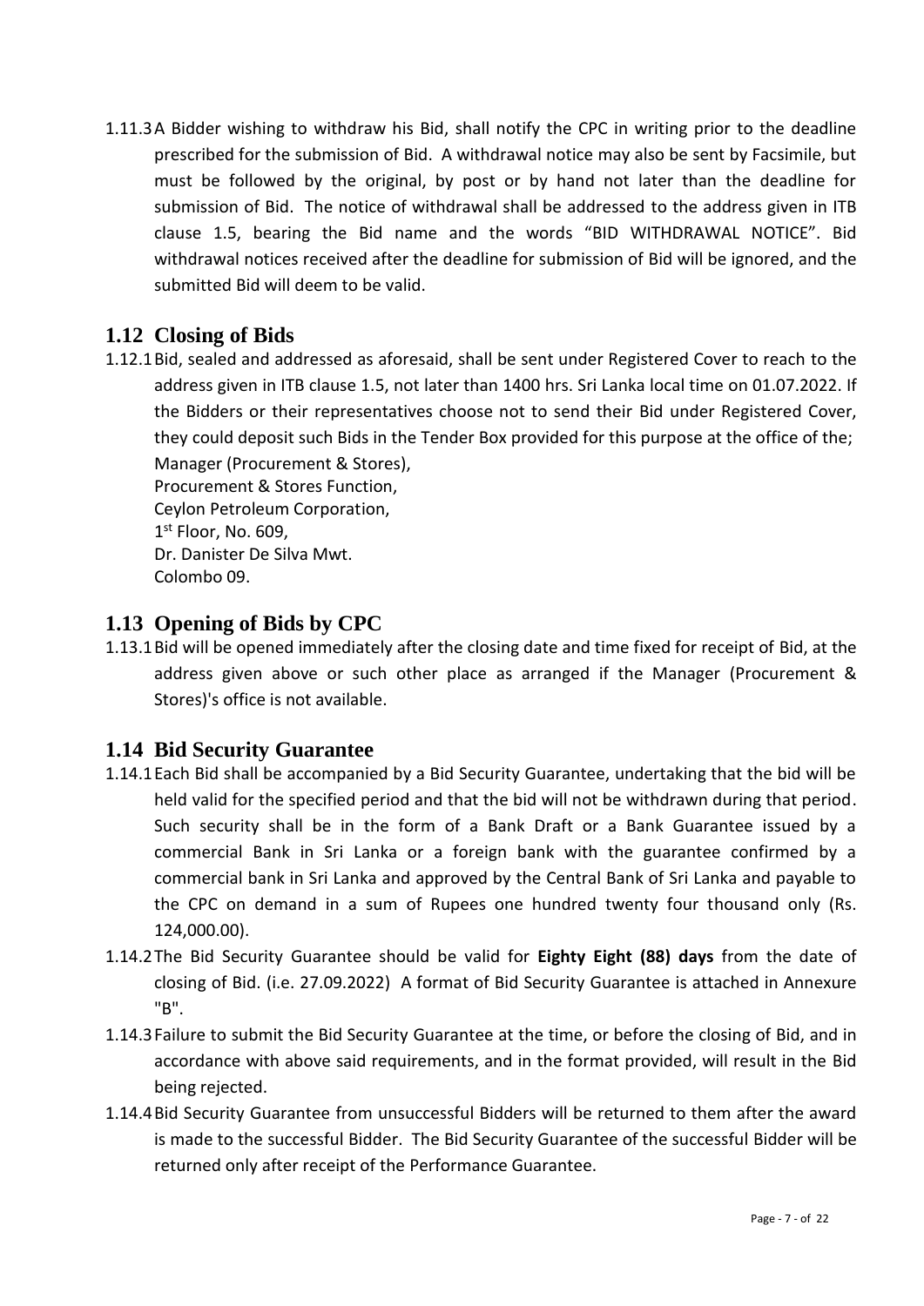1.11.3 A Bidder wishing to withdraw his Bid, shall notify the CPC in writing prior to the deadline prescribed for the submission of Bid. A withdrawal notice may also be sent by Facsimile, but must be followed by the original, by post or by hand not later than the deadline for submission of Bid. The notice of withdrawal shall be addressed to the address given in ITB clause 1.5, bearing the Bid name and the words "BID WITHDRAWAL NOTICE". Bid withdrawal notices received after the deadline for submission of Bid will be ignored, and the submitted Bid will deem to be valid.

## 1.12 Closing of Bids

1.12.1 Bid, sealed and addressed as aforesaid, shall be sent under Registered Cover to reach to the address given in ITB clause 1.5, not later than 1400 hrs. Sri Lanka local time on 01.07.2022. If the Bidders or their representatives choose not to send their Bid under Registered Cover, they could deposit such Bids in the Tender Box provided for this purpose at the office of the;

Manager (Procurement & Stores),
Procurement & Stores Function,
Ceylon Petroleum Corporation,
1st Floor, No. 609,
Dr. Danister De Silva Mwt.
Colombo 09.

## 1.13 Opening of Bids by CPC

1.13.1 Bid will be opened immediately after the closing date and time fixed for receipt of Bid, at the address given above or such other place as arranged if the Manager (Procurement & Stores)'s office is not available.

## 1.14 Bid Security Guarantee

1.14.1 Each Bid shall be accompanied by a Bid Security Guarantee, undertaking that the bid will be held valid for the specified period and that the bid will not be withdrawn during that period. Such security shall be in the form of a Bank Draft or a Bank Guarantee issued by a commercial Bank in Sri Lanka or a foreign bank with the guarantee confirmed by a commercial bank in Sri Lanka and approved by the Central Bank of Sri Lanka and payable to the CPC on demand in a sum of Rupees one hundred twenty four thousand only (Rs. 124,000.00).

1.14.2 The Bid Security Guarantee should be valid for **Eighty Eight (88) days** from the date of closing of Bid. (i.e. 27.09.2022) A format of Bid Security Guarantee is attached in Annexure "B".

1.14.3 Failure to submit the Bid Security Guarantee at the time, or before the closing of Bid, and in accordance with above said requirements, and in the format provided, will result in the Bid being rejected.

1.14.4 Bid Security Guarantee from unsuccessful Bidders will be returned to them after the award is made to the successful Bidder. The Bid Security Guarantee of the successful Bidder will be returned only after receipt of the Performance Guarantee.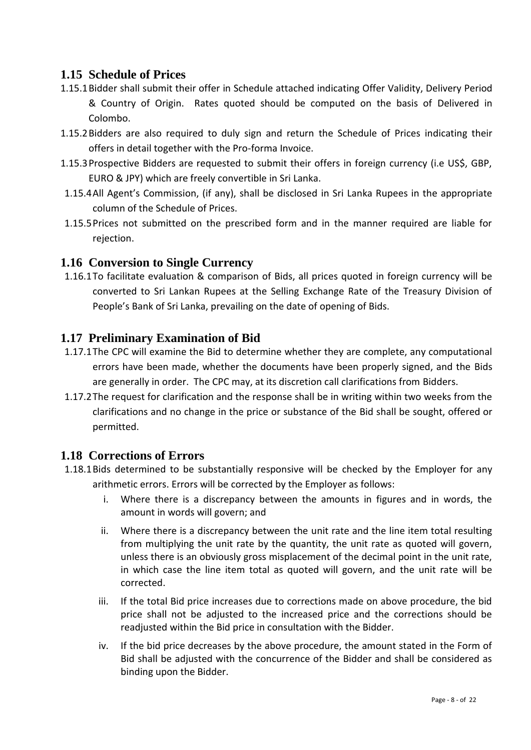## 1.15 Schedule of Prices

1.15.1 Bidder shall submit their offer in Schedule attached indicating Offer Validity, Delivery Period & Country of Origin. Rates quoted should be computed on the basis of Delivered in Colombo.

1.15.2 Bidders are also required to duly sign and return the Schedule of Prices indicating their offers in detail together with the Pro-forma Invoice.

1.15.3 Prospective Bidders are requested to submit their offers in foreign currency (i.e US$, GBP, EURO & JPY) which are freely convertible in Sri Lanka.

1.15.4 All Agent's Commission, (if any), shall be disclosed in Sri Lanka Rupees in the appropriate column of the Schedule of Prices.

1.15.5 Prices not submitted on the prescribed form and in the manner required are liable for rejection.

## 1.16 Conversion to Single Currency

1.16.1 To facilitate evaluation & comparison of Bids, all prices quoted in foreign currency will be converted to Sri Lankan Rupees at the Selling Exchange Rate of the Treasury Division of People's Bank of Sri Lanka, prevailing on the date of opening of Bids.

## 1.17 Preliminary Examination of Bid

1.17.1 The CPC will examine the Bid to determine whether they are complete, any computational errors have been made, whether the documents have been properly signed, and the Bids are generally in order. The CPC may, at its discretion call clarifications from Bidders.

1.17.2 The request for clarification and the response shall be in writing within two weeks from the clarifications and no change in the price or substance of the Bid shall be sought, offered or permitted.

## 1.18 Corrections of Errors

1.18.1 Bids determined to be substantially responsive will be checked by the Employer for any arithmetic errors. Errors will be corrected by the Employer as follows:

i. Where there is a discrepancy between the amounts in figures and in words, the amount in words will govern; and

ii. Where there is a discrepancy between the unit rate and the line item total resulting from multiplying the unit rate by the quantity, the unit rate as quoted will govern, unless there is an obviously gross misplacement of the decimal point in the unit rate, in which case the line item total as quoted will govern, and the unit rate will be corrected.

iii. If the total Bid price increases due to corrections made on above procedure, the bid price shall not be adjusted to the increased price and the corrections should be readjusted within the Bid price in consultation with the Bidder.

iv. If the bid price decreases by the above procedure, the amount stated in the Form of Bid shall be adjusted with the concurrence of the Bidder and shall be considered as binding upon the Bidder.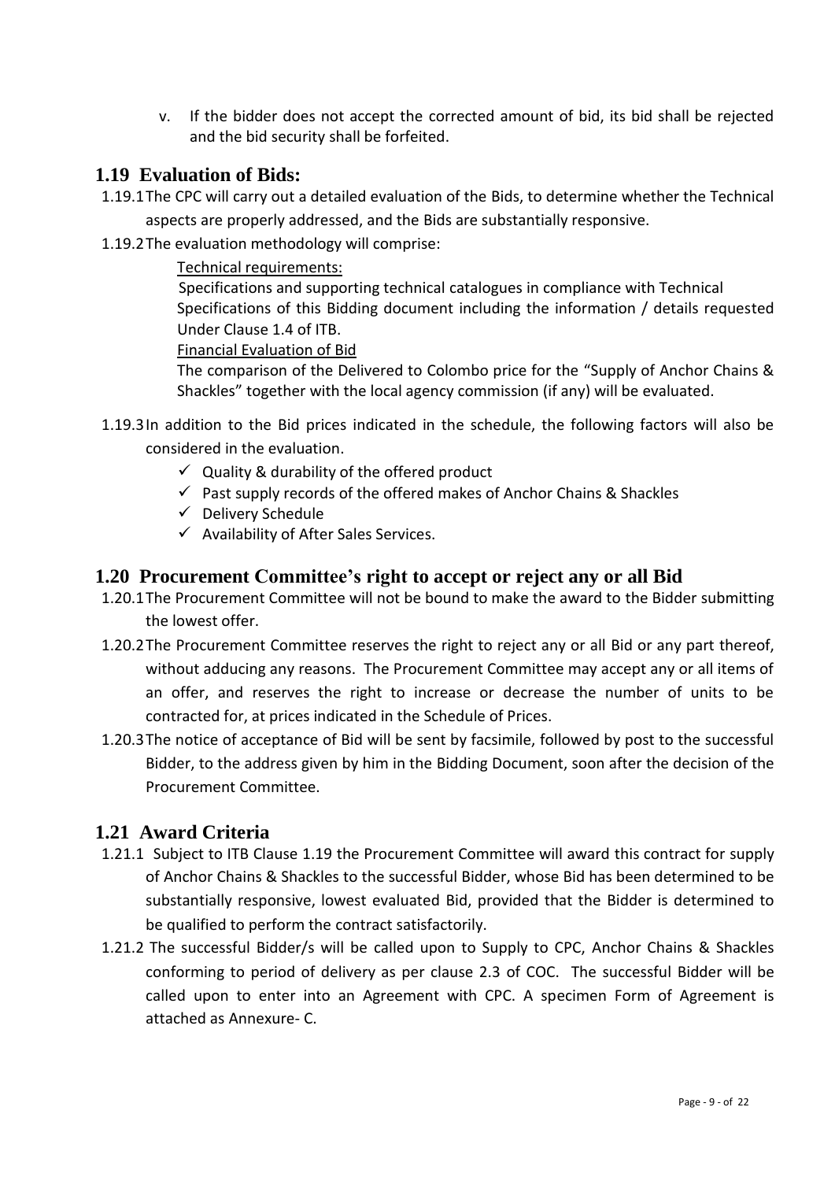v. If the bidder does not accept the corrected amount of bid, its bid shall be rejected and the bid security shall be forfeited.

## 1.19 Evaluation of Bids:

1.19.1 The CPC will carry out a detailed evaluation of the Bids, to determine whether the Technical aspects are properly addressed, and the Bids are substantially responsive.

1.19.2 The evaluation methodology will comprise:

Technical requirements:

Specifications and supporting technical catalogues in compliance with Technical Specifications of this Bidding document including the information / details requested Under Clause 1.4 of ITB.

Financial Evaluation of Bid

The comparison of the Delivered to Colombo price for the "Supply of Anchor Chains & Shackles" together with the local agency commission (if any) will be evaluated.

1.19.3 In addition to the Bid prices indicated in the schedule, the following factors will also be considered in the evaluation.

- ✓ Quality & durability of the offered product
- ✓ Past supply records of the offered makes of Anchor Chains & Shackles
- ✓ Delivery Schedule
- ✓ Availability of After Sales Services.

## 1.20 Procurement Committee's right to accept or reject any or all Bid

1.20.1 The Procurement Committee will not be bound to make the award to the Bidder submitting the lowest offer.

1.20.2 The Procurement Committee reserves the right to reject any or all Bid or any part thereof, without adducing any reasons. The Procurement Committee may accept any or all items of an offer, and reserves the right to increase or decrease the number of units to be contracted for, at prices indicated in the Schedule of Prices.

1.20.3 The notice of acceptance of Bid will be sent by facsimile, followed by post to the successful Bidder, to the address given by him in the Bidding Document, soon after the decision of the Procurement Committee.

## 1.21 Award Criteria

1.21.1 Subject to ITB Clause 1.19 the Procurement Committee will award this contract for supply of Anchor Chains & Shackles to the successful Bidder, whose Bid has been determined to be substantially responsive, lowest evaluated Bid, provided that the Bidder is determined to be qualified to perform the contract satisfactorily.

1.21.2 The successful Bidder/s will be called upon to Supply to CPC, Anchor Chains & Shackles conforming to period of delivery as per clause 2.3 of COC. The successful Bidder will be called upon to enter into an Agreement with CPC. A specimen Form of Agreement is attached as Annexure- C.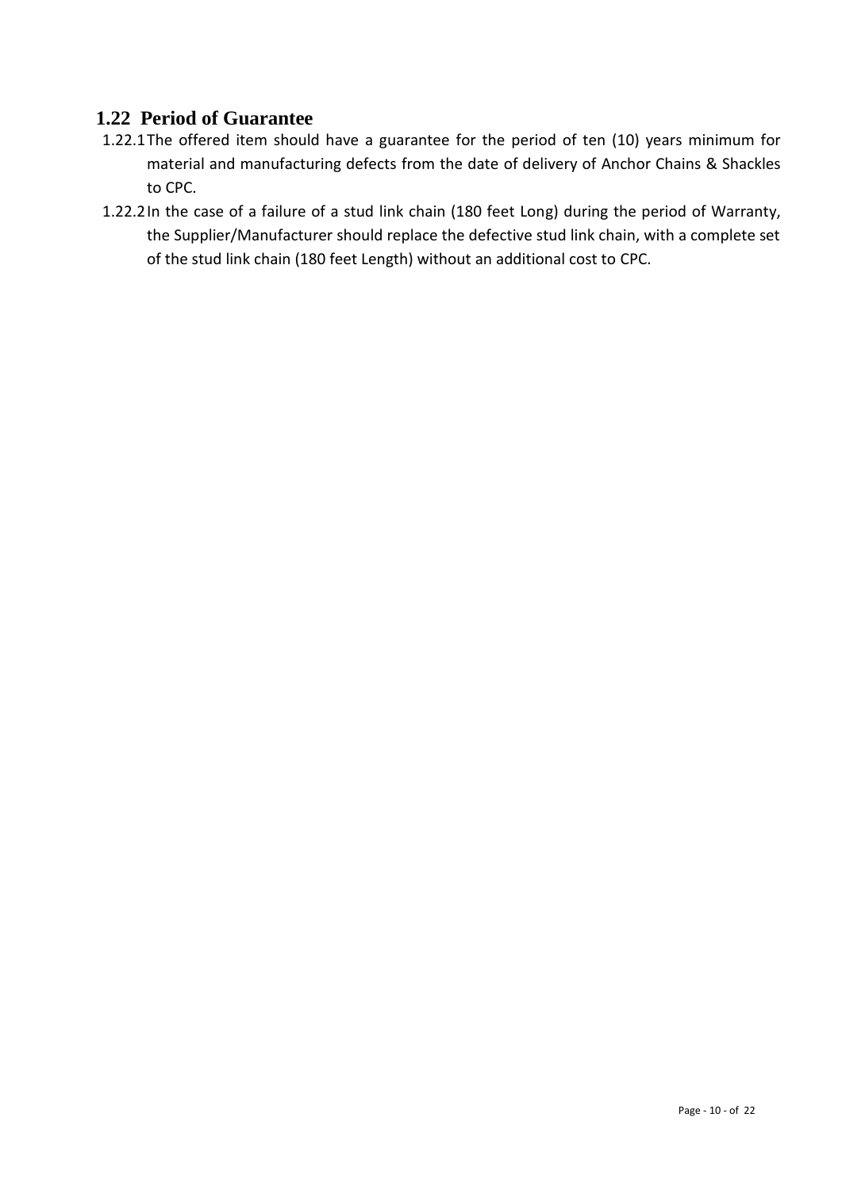## 1.22 Period of Guarantee

1.22.1 The offered item should have a guarantee for the period of ten (10) years minimum for material and manufacturing defects from the date of delivery of Anchor Chains & Shackles to CPC.

1.22.2 In the case of a failure of a stud link chain (180 feet Long) during the period of Warranty, the Supplier/Manufacturer should replace the defective stud link chain, with a complete set of the stud link chain (180 feet Length) without an additional cost to CPC.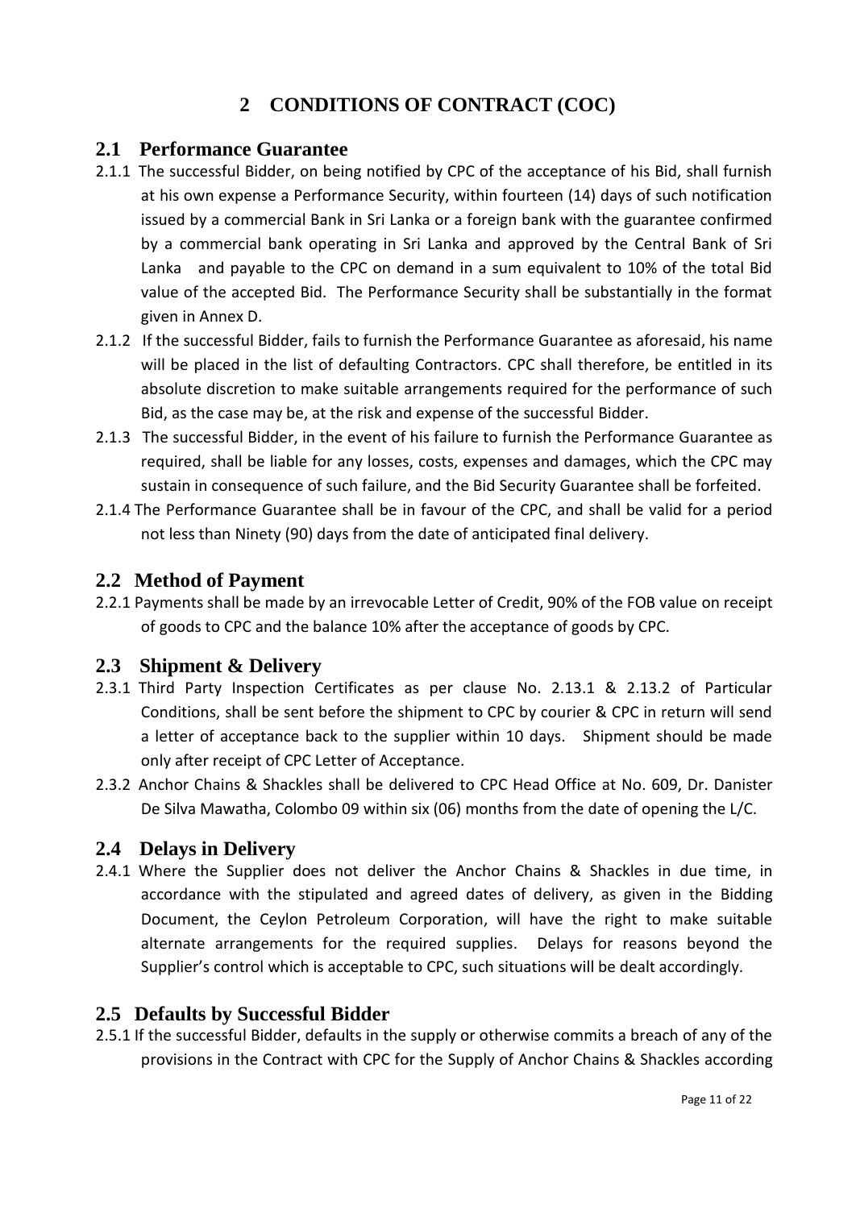# 2 CONDITIONS OF CONTRACT (COC)

## 2.1 Performance Guarantee

2.1.1 The successful Bidder, on being notified by CPC of the acceptance of his Bid, shall furnish at his own expense a Performance Security, within fourteen (14) days of such notification issued by a commercial Bank in Sri Lanka or a foreign bank with the guarantee confirmed by a commercial bank operating in Sri Lanka and approved by the Central Bank of Sri Lanka and payable to the CPC on demand in a sum equivalent to 10% of the total Bid value of the accepted Bid. The Performance Security shall be substantially in the format given in Annex D.

2.1.2 If the successful Bidder, fails to furnish the Performance Guarantee as aforesaid, his name will be placed in the list of defaulting Contractors. CPC shall therefore, be entitled in its absolute discretion to make suitable arrangements required for the performance of such Bid, as the case may be, at the risk and expense of the successful Bidder.

2.1.3 The successful Bidder, in the event of his failure to furnish the Performance Guarantee as required, shall be liable for any losses, costs, expenses and damages, which the CPC may sustain in consequence of such failure, and the Bid Security Guarantee shall be forfeited.

2.1.4 The Performance Guarantee shall be in favour of the CPC, and shall be valid for a period not less than Ninety (90) days from the date of anticipated final delivery.

## 2.2 Method of Payment

2.2.1 Payments shall be made by an irrevocable Letter of Credit, 90% of the FOB value on receipt of goods to CPC and the balance 10% after the acceptance of goods by CPC.

## 2.3 Shipment & Delivery

2.3.1 Third Party Inspection Certificates as per clause No. 2.13.1 & 2.13.2 of Particular Conditions, shall be sent before the shipment to CPC by courier & CPC in return will send a letter of acceptance back to the supplier within 10 days. Shipment should be made only after receipt of CPC Letter of Acceptance.

2.3.2 Anchor Chains & Shackles shall be delivered to CPC Head Office at No. 609, Dr. Danister De Silva Mawatha, Colombo 09 within six (06) months from the date of opening the L/C.

## 2.4 Delays in Delivery

2.4.1 Where the Supplier does not deliver the Anchor Chains & Shackles in due time, in accordance with the stipulated and agreed dates of delivery, as given in the Bidding Document, the Ceylon Petroleum Corporation, will have the right to make suitable alternate arrangements for the required supplies. Delays for reasons beyond the Supplier's control which is acceptable to CPC, such situations will be dealt accordingly.

## 2.5 Defaults by Successful Bidder

2.5.1 If the successful Bidder, defaults in the supply or otherwise commits a breach of any of the provisions in the Contract with CPC for the Supply of Anchor Chains & Shackles according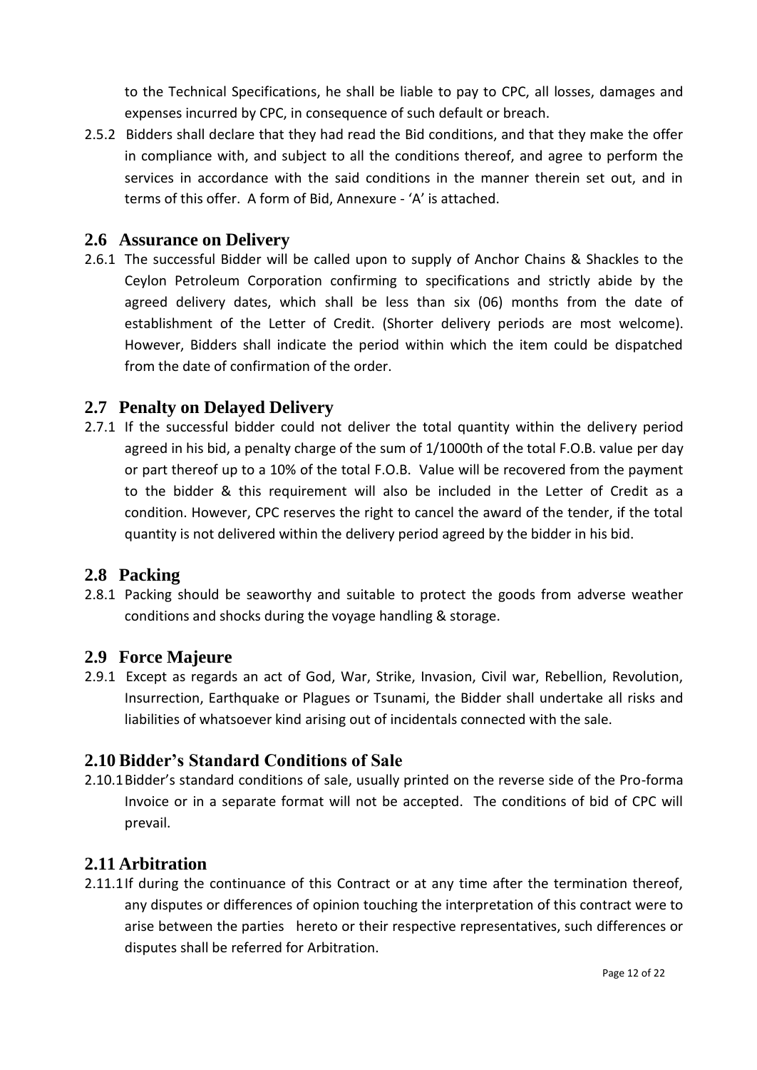to the Technical Specifications, he shall be liable to pay to CPC, all losses, damages and expenses incurred by CPC, in consequence of such default or breach.

2.5.2 Bidders shall declare that they had read the Bid conditions, and that they make the offer in compliance with, and subject to all the conditions thereof, and agree to perform the services in accordance with the said conditions in the manner therein set out, and in terms of this offer. A form of Bid, Annexure - 'A' is attached.

## 2.6 Assurance on Delivery

2.6.1 The successful Bidder will be called upon to supply of Anchor Chains & Shackles to the Ceylon Petroleum Corporation confirming to specifications and strictly abide by the agreed delivery dates, which shall be less than six (06) months from the date of establishment of the Letter of Credit. (Shorter delivery periods are most welcome). However, Bidders shall indicate the period within which the item could be dispatched from the date of confirmation of the order.

## 2.7 Penalty on Delayed Delivery

2.7.1 If the successful bidder could not deliver the total quantity within the delivery period agreed in his bid, a penalty charge of the sum of 1/1000th of the total F.O.B. value per day or part thereof up to a 10% of the total F.O.B. Value will be recovered from the payment to the bidder & this requirement will also be included in the Letter of Credit as a condition. However, CPC reserves the right to cancel the award of the tender, if the total quantity is not delivered within the delivery period agreed by the bidder in his bid.

## 2.8 Packing

2.8.1 Packing should be seaworthy and suitable to protect the goods from adverse weather conditions and shocks during the voyage handling & storage.

## 2.9 Force Majeure

2.9.1 Except as regards an act of God, War, Strike, Invasion, Civil war, Rebellion, Revolution, Insurrection, Earthquake or Plagues or Tsunami, the Bidder shall undertake all risks and liabilities of whatsoever kind arising out of incidentals connected with the sale.

## 2.10 Bidder's Standard Conditions of Sale

2.10.1 Bidder's standard conditions of sale, usually printed on the reverse side of the Pro-forma Invoice or in a separate format will not be accepted. The conditions of bid of CPC will prevail.

## 2.11 Arbitration

2.11.1 If during the continuance of this Contract or at any time after the termination thereof, any disputes or differences of opinion touching the interpretation of this contract were to arise between the parties hereto or their respective representatives, such differences or disputes shall be referred for Arbitration.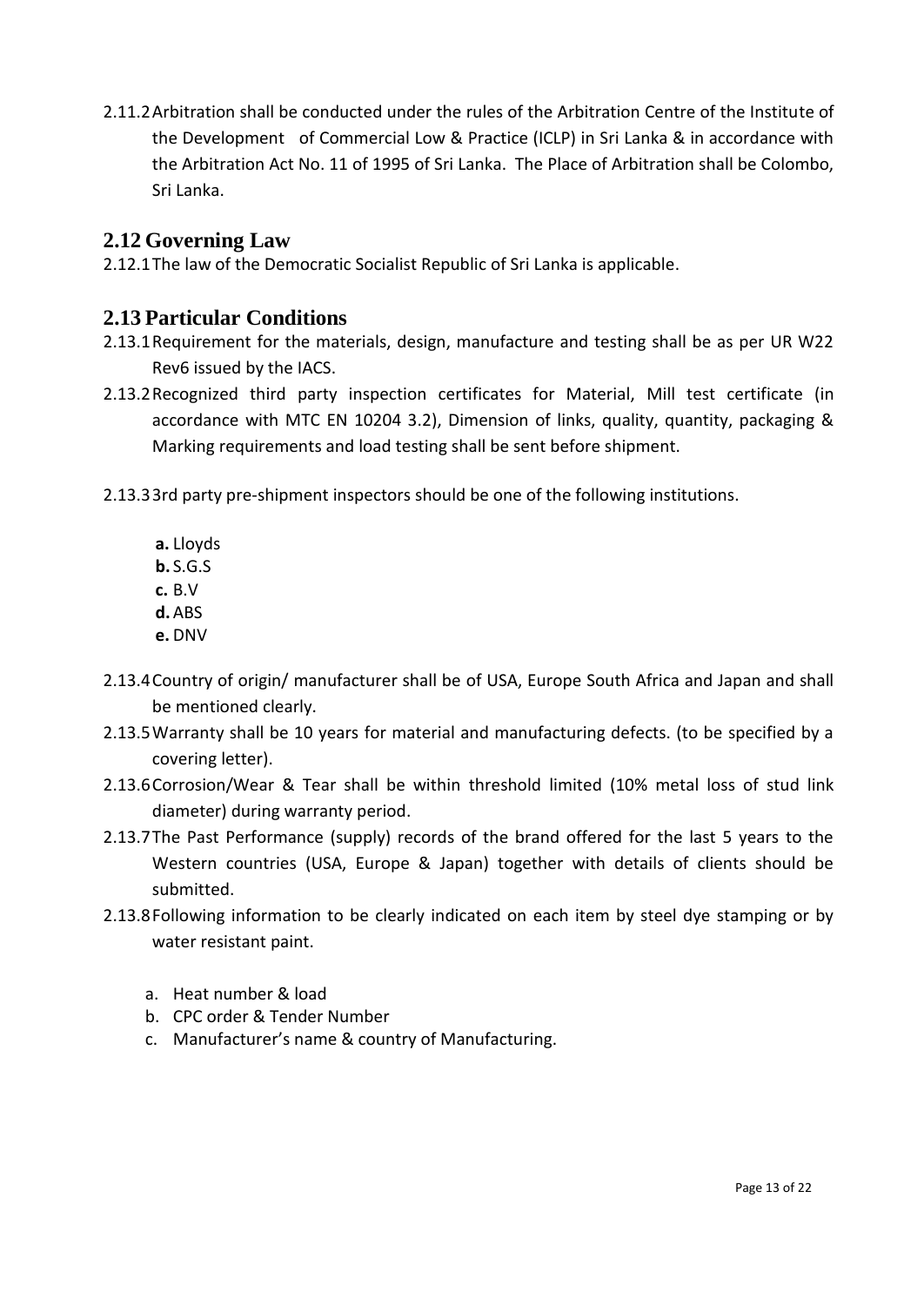2.11.2 Arbitration shall be conducted under the rules of the Arbitration Centre of the Institute of the Development of Commercial Low & Practice (ICLP) in Sri Lanka & in accordance with the Arbitration Act No. 11 of 1995 of Sri Lanka. The Place of Arbitration shall be Colombo, Sri Lanka.

## 2.12 Governing Law

2.12.1 The law of the Democratic Socialist Republic of Sri Lanka is applicable.

## 2.13 Particular Conditions

2.13.1 Requirement for the materials, design, manufacture and testing shall be as per UR W22 Rev6 issued by the IACS.

2.13.2 Recognized third party inspection certificates for Material, Mill test certificate (in accordance with MTC EN 10204 3.2), Dimension of links, quality, quantity, packaging & Marking requirements and load testing shall be sent before shipment.

2.13.3 3rd party pre-shipment inspectors should be one of the following institutions.

- **a.** Lloyds
- **b.** S.G.S
- **c.** B.V
- **d.** ABS
- **e.** DNV

2.13.4 Country of origin/ manufacturer shall be of USA, Europe South Africa and Japan and shall be mentioned clearly.

2.13.5 Warranty shall be 10 years for material and manufacturing defects. (to be specified by a covering letter).

2.13.6 Corrosion/Wear & Tear shall be within threshold limited (10% metal loss of stud link diameter) during warranty period.

2.13.7 The Past Performance (supply) records of the brand offered for the last 5 years to the Western countries (USA, Europe & Japan) together with details of clients should be submitted.

2.13.8 Following information to be clearly indicated on each item by steel dye stamping or by water resistant paint.

- a. Heat number & load
- b. CPC order & Tender Number
- c. Manufacturer's name & country of Manufacturing.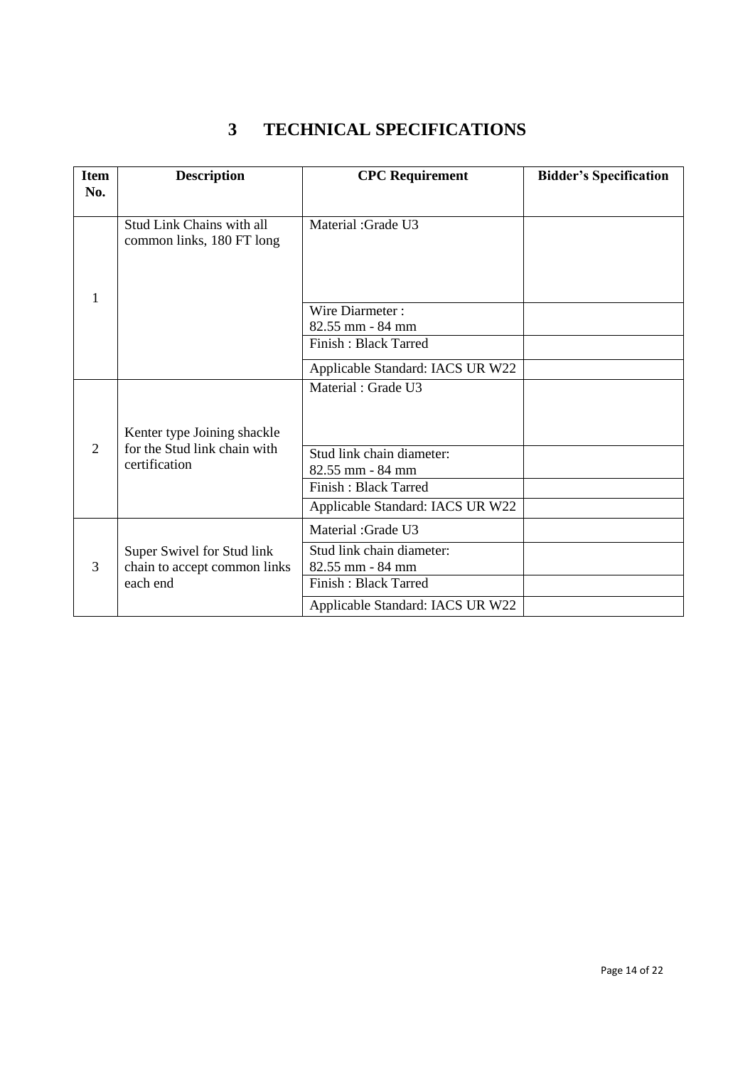# 3 TECHNICAL SPECIFICATIONS

| Item No. | Description | CPC Requirement | Bidder's Specification |
|---|---|---|---|
| 1 | Stud Link Chains with all common links, 180 FT long | Material :Grade U3 | |
| | | Wire Diarmeter : 82.55 mm - 84 mm | |
| | | Finish : Black Tarred | |
| | | Applicable Standard: IACS UR W22 | |
| 2 | Kenter type Joining shackle for the Stud link chain with certification | Material : Grade U3 | |
| | | Stud link chain diameter: 82.55 mm - 84 mm | |
| | | Finish : Black Tarred | |
| | | Applicable Standard: IACS UR W22 | |
| 3 | Super Swivel for Stud link chain to accept common links each end | Material :Grade U3 | |
| | | Stud link chain diameter: 82.55 mm - 84 mm | |
| | | Finish : Black Tarred | |
| | | Applicable Standard: IACS UR W22 | |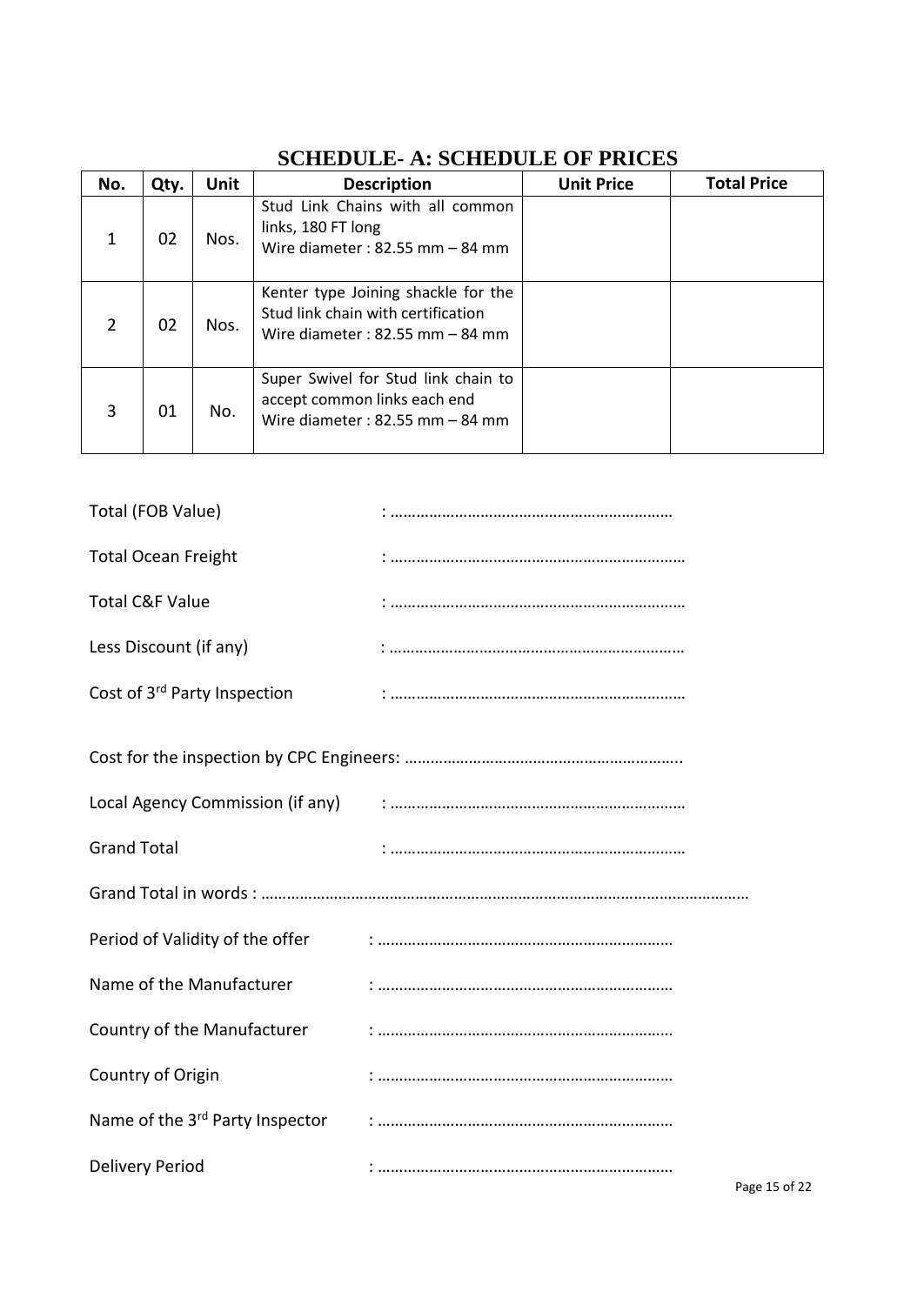# SCHEDULE- A: SCHEDULE OF PRICES

| No. | Qty. | Unit | Description | Unit Price | Total Price |
|---|---|---|---|---|---|
| 1 | 02 | Nos. | Stud Link Chains with all common links, 180 FT long<br>Wire diameter : 82.55 mm – 84 mm | | |
| 2 | 02 | Nos. | Kenter type Joining shackle for the Stud link chain with certification<br>Wire diameter : 82.55 mm – 84 mm | | |
| 3 | 01 | No. | Super Swivel for Stud link chain to accept common links each end<br>Wire diameter : 82.55 mm – 84 mm | | |

Total (FOB Value) : ………………………………………………………

Total Ocean Freight : …………………………………………………………

Total C&F Value : …………………………………………………………

Less Discount (if any) : …………………………………………………………

Cost of 3rd Party Inspection : …………………………………………………………

Cost for the inspection by CPC Engineers: ……………………………………………………..

Local Agency Commission (if any) : …………………………………………………………

Grand Total : …………………………………………………………

Grand Total in words : ……………………………………………………………………………………………………

Period of Validity of the offer : …………………………………………………………

Name of the Manufacturer : …………………………………………………………

Country of the Manufacturer : …………………………………………………………

Country of Origin : …………………………………………………………

Name of the 3rd Party Inspector : …………………………………………………………

Delivery Period : …………………………………………………………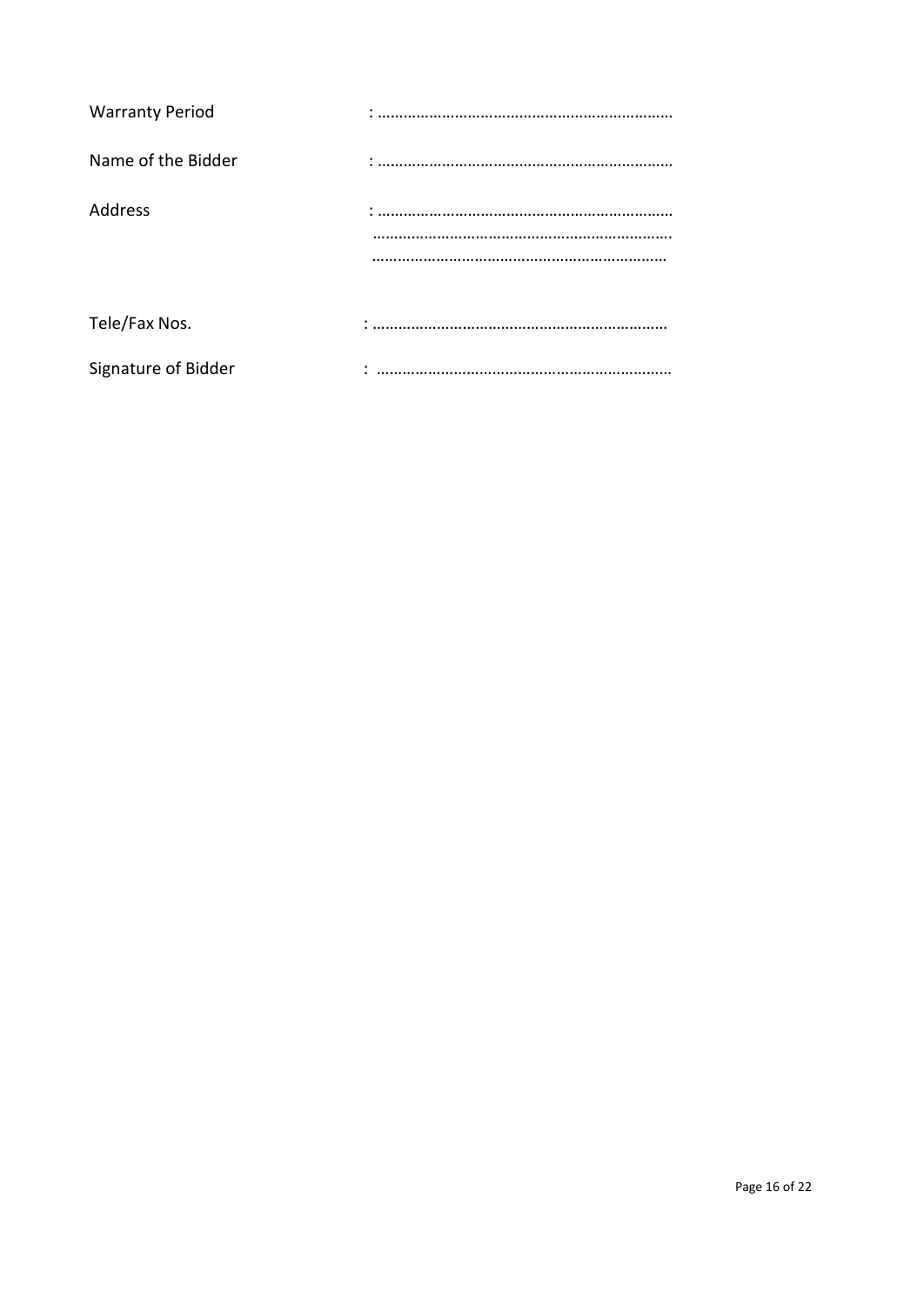Warranty Period : ……………………………………………………………

Name of the Bidder : ……………………………………………………………

Address : ……………………………………………………………
……………………………………………………………
……………………………………………………………

Tele/Fax Nos. : ……………………………………………………………

Signature of Bidder : ……………………………………………………………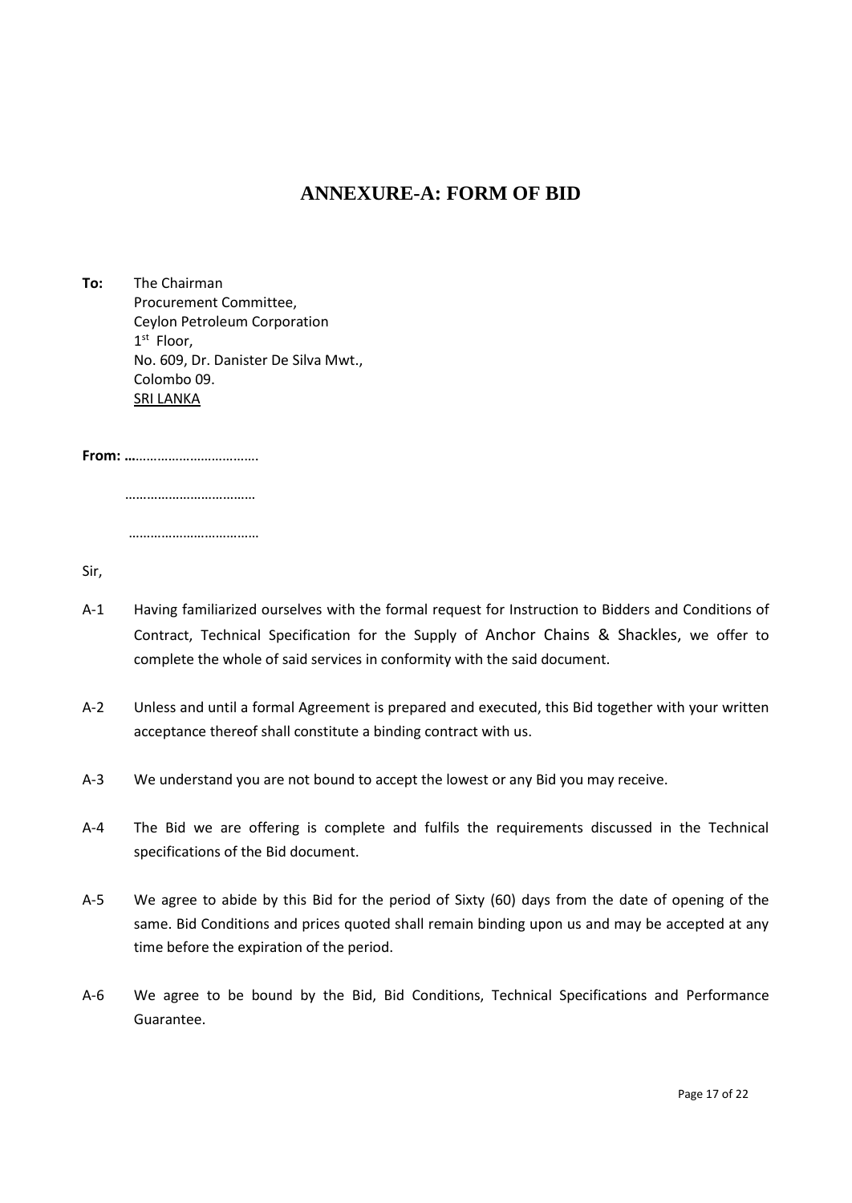# ANNEXURE-A: FORM OF BID

**To:** The Chairman
Procurement Committee,
Ceylon Petroleum Corporation
1st Floor,
No. 609, Dr. Danister De Silva Mwt.,
Colombo 09.
SRI LANKA

**From: …**…………………………….

……………………………….

……………………………….

Sir,

A-1 Having familiarized ourselves with the formal request for Instruction to Bidders and Conditions of Contract, Technical Specification for the Supply of Anchor Chains & Shackles, we offer to complete the whole of said services in conformity with the said document.

A-2 Unless and until a formal Agreement is prepared and executed, this Bid together with your written acceptance thereof shall constitute a binding contract with us.

A-3 We understand you are not bound to accept the lowest or any Bid you may receive.

A-4 The Bid we are offering is complete and fulfils the requirements discussed in the Technical specifications of the Bid document.

A-5 We agree to abide by this Bid for the period of Sixty (60) days from the date of opening of the same. Bid Conditions and prices quoted shall remain binding upon us and may be accepted at any time before the expiration of the period.

A-6 We agree to be bound by the Bid, Bid Conditions, Technical Specifications and Performance Guarantee.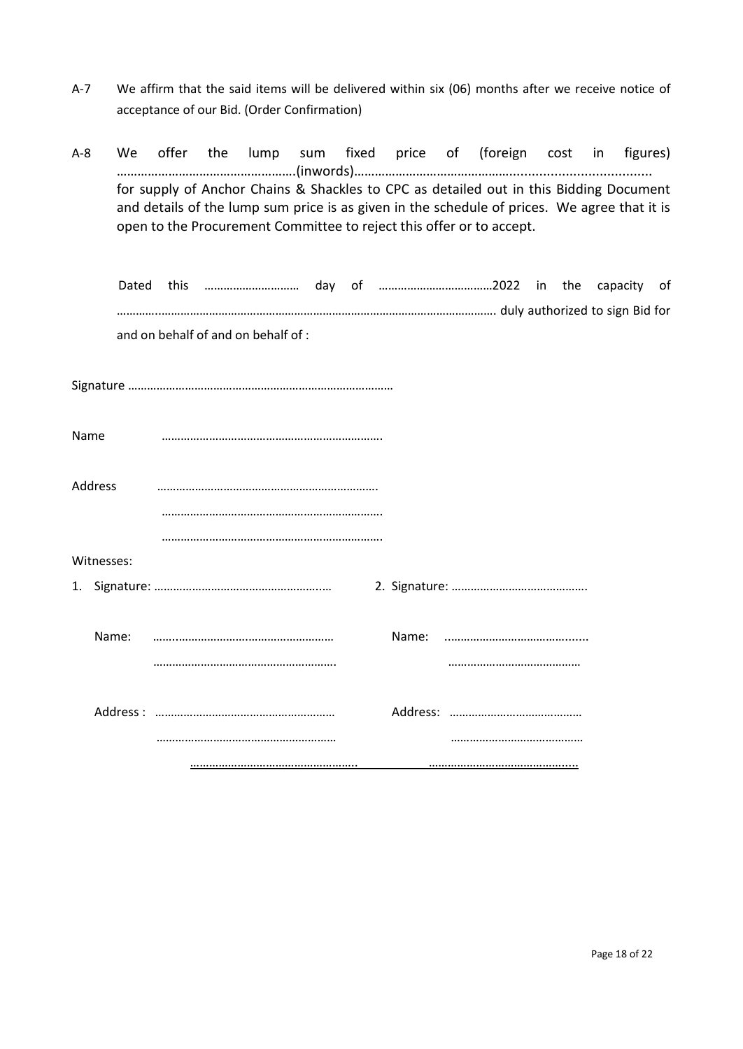A-7 We affirm that the said items will be delivered within six (06) months after we receive notice of acceptance of our Bid. (Order Confirmation)

A-8 We offer the lump sum fixed price of (foreign cost in figures) …………………………………………….(inwords)……………………………………….................................. for supply of Anchor Chains & Shackles to CPC as detailed out in this Bidding Document and details of the lump sum price is as given in the schedule of prices. We agree that it is open to the Procurement Committee to reject this offer or to accept.

Dated this ……………………… day of ………………………………2022 in the capacity of ………..…………………………………………………………………………………………. duly authorized to sign Bid for and on behalf of and on behalf of :

Signature ………………………………………………………………………

Name ……………………………………………………………..

Address ……………………………………………………………..

……………………………………………………………..

……………………………………………………………..

Witnesses:

1. Signature: ………………………………………….…

   Name: ……..……………………………………………

   ………………………………………………….

   Address : …………………………………………………

   …………………………………………………

   ……………………………………………..

2. Signature: …………………………………….

   Name: ………………………………….......

   ……………………………………

   Address: ……………………………………

   ……………………………………

   ………………………………………...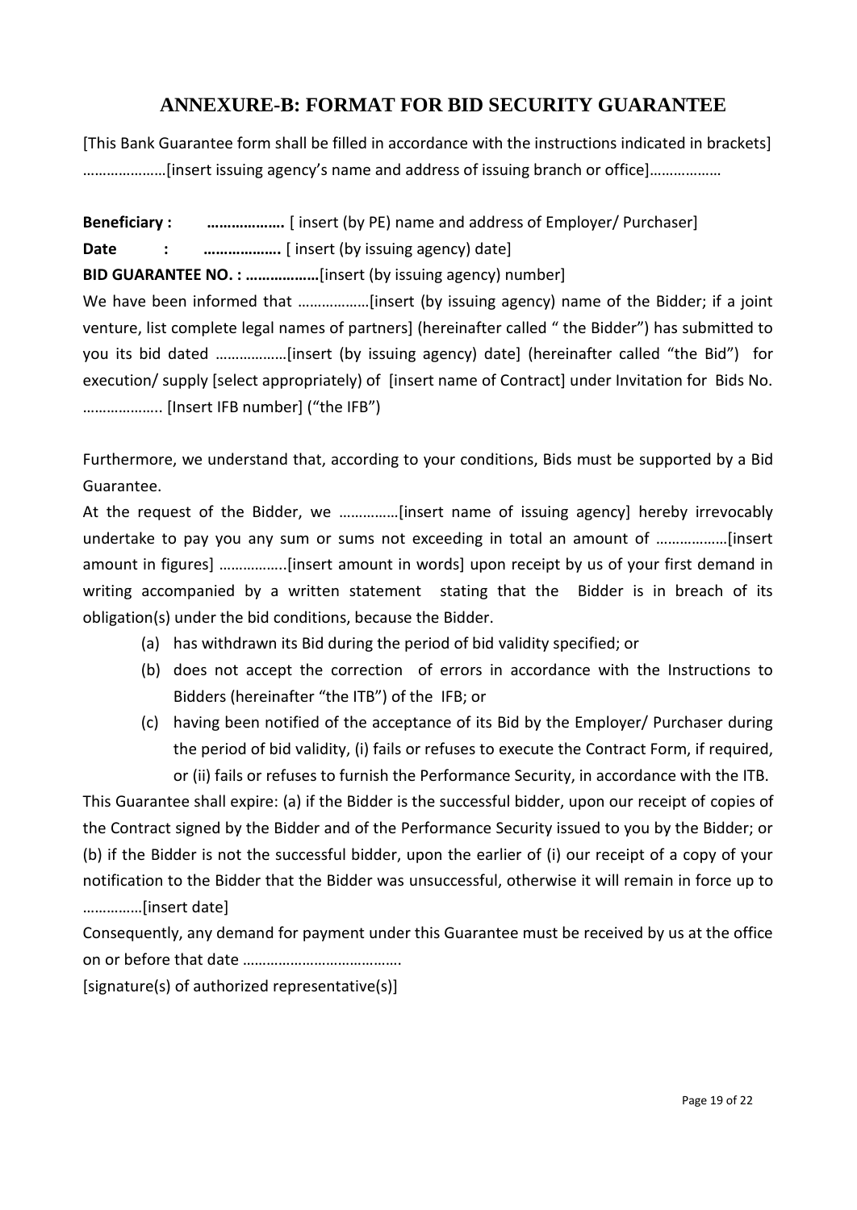# ANNEXURE-B: FORMAT FOR BID SECURITY GUARANTEE

[This Bank Guarantee form shall be filled in accordance with the instructions indicated in brackets]
…………………[insert issuing agency's name and address of issuing branch or office]………………

**Beneficiary :** **……………….** [ insert (by PE) name and address of Employer/ Purchaser]

**Date :** **……………….** [ insert (by issuing agency) date]

**BID GUARANTEE NO. : ………………**[insert (by issuing agency) number]

We have been informed that ………………[insert (by issuing agency) name of the Bidder; if a joint venture, list complete legal names of partners] (hereinafter called " the Bidder") has submitted to you its bid dated ………………[insert (by issuing agency) date] (hereinafter called "the Bid") for execution/ supply [select appropriately) of [insert name of Contract] under Invitation for Bids No. ……………….. [Insert IFB number] ("the IFB")

Furthermore, we understand that, according to your conditions, Bids must be supported by a Bid Guarantee.

At the request of the Bidder, we ……………[insert name of issuing agency] hereby irrevocably undertake to pay you any sum or sums not exceeding in total an amount of ………………[insert amount in figures] ……………..[insert amount in words] upon receipt by us of your first demand in writing accompanied by a written statement stating that the Bidder is in breach of its obligation(s) under the bid conditions, because the Bidder.

(a) has withdrawn its Bid during the period of bid validity specified; or
(b) does not accept the correction of errors in accordance with the Instructions to Bidders (hereinafter "the ITB") of the IFB; or
(c) having been notified of the acceptance of its Bid by the Employer/ Purchaser during the period of bid validity, (i) fails or refuses to execute the Contract Form, if required, or (ii) fails or refuses to furnish the Performance Security, in accordance with the ITB.

This Guarantee shall expire: (a) if the Bidder is the successful bidder, upon our receipt of copies of the Contract signed by the Bidder and of the Performance Security issued to you by the Bidder; or (b) if the Bidder is not the successful bidder, upon the earlier of (i) our receipt of a copy of your notification to the Bidder that the Bidder was unsuccessful, otherwise it will remain in force up to ……………[insert date]

Consequently, any demand for payment under this Guarantee must be received by us at the office on or before that date ………………………………….

[signature(s) of authorized representative(s)]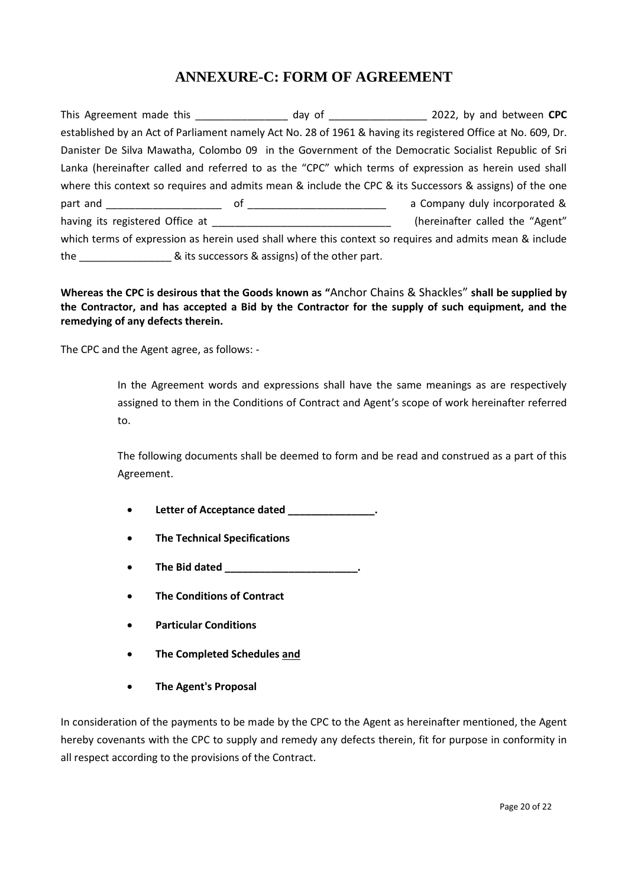# ANNEXURE-C: FORM OF AGREEMENT

This Agreement made this ________________ day of _________________ 2022, by and between **CPC** established by an Act of Parliament namely Act No. 28 of 1961 & having its registered Office at No. 609, Dr. Danister De Silva Mawatha, Colombo 09 in the Government of the Democratic Socialist Republic of Sri Lanka (hereinafter called and referred to as the "CPC" which terms of expression as herein used shall where this context so requires and admits mean & include the CPC & its Successors & assigns) of the one part and ____________________ of ________________________ a Company duly incorporated & having its registered Office at _______________________________ (hereinafter called the "Agent" which terms of expression as herein used shall where this context so requires and admits mean & include the ________________ & its successors & assigns) of the other part.

**Whereas the CPC is desirous that the Goods known as "**Anchor Chains & Shackles" **shall be supplied by the Contractor, and has accepted a Bid by the Contractor for the supply of such equipment, and the remedying of any defects therein.**

The CPC and the Agent agree, as follows: -

In the Agreement words and expressions shall have the same meanings as are respectively assigned to them in the Conditions of Contract and Agent's scope of work hereinafter referred to.

The following documents shall be deemed to form and be read and construed as a part of this Agreement.

- **Letter of Acceptance dated _______________.**
- **The Technical Specifications**
- **The Bid dated _______________________.**
- **The Conditions of Contract**
- **Particular Conditions**
- **The Completed Schedules and**
- **The Agent's Proposal**

In consideration of the payments to be made by the CPC to the Agent as hereinafter mentioned, the Agent hereby covenants with the CPC to supply and remedy any defects therein, fit for purpose in conformity in all respect according to the provisions of the Contract.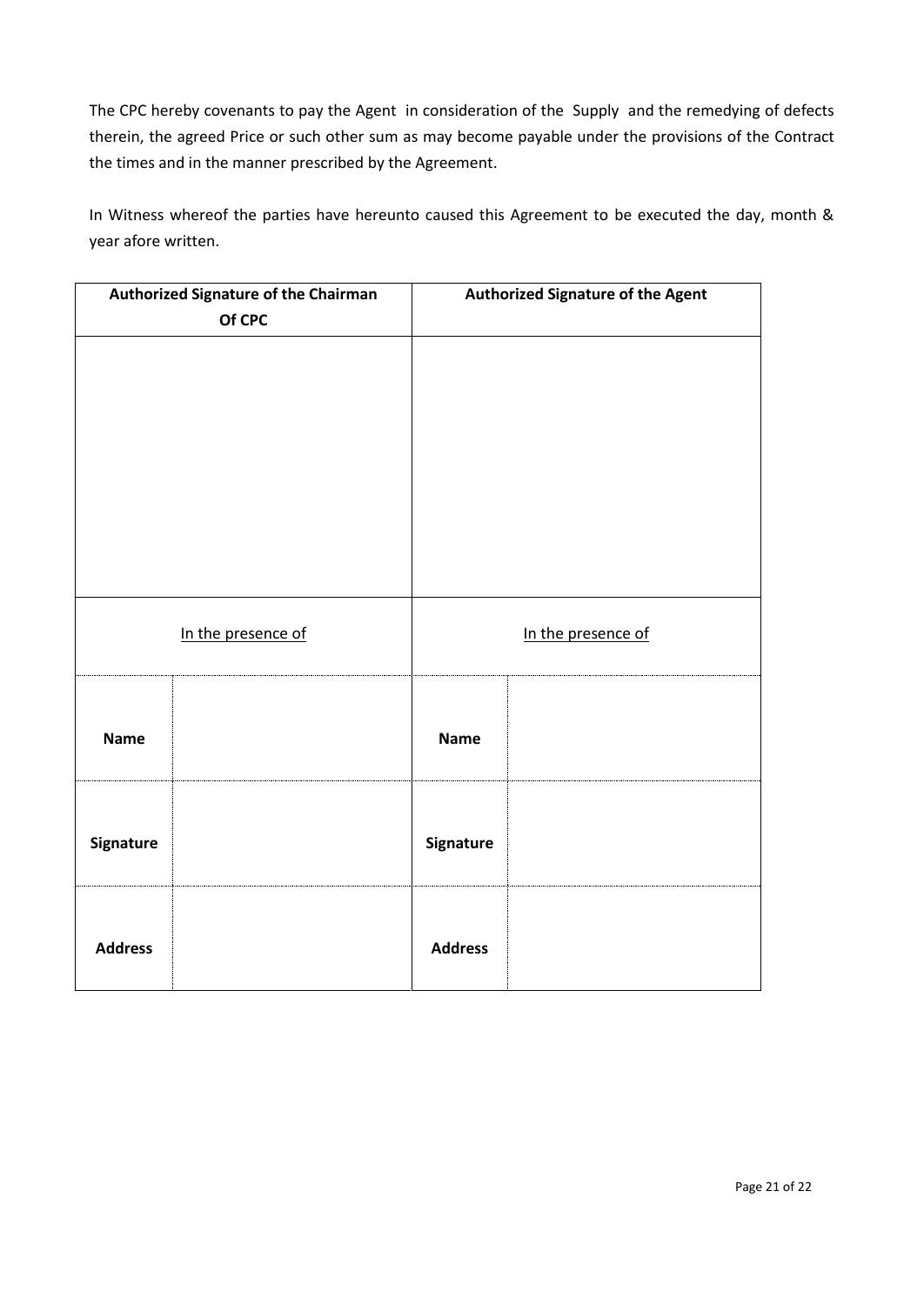The CPC hereby covenants to pay the Agent in consideration of the Supply and the remedying of defects therein, the agreed Price or such other sum as may become payable under the provisions of the Contract the times and in the manner prescribed by the Agreement.

In Witness whereof the parties have hereunto caused this Agreement to be executed the day, month & year afore written.

| **Authorized Signature of the Chairman Of CPC** | | **Authorized Signature of the Agent** | |
|---|---|---|---|
| | | | |
| In the presence of | | In the presence of | |
| **Name** | | **Name** | |
| **Signature** | | **Signature** | |
| **Address** | | **Address** | |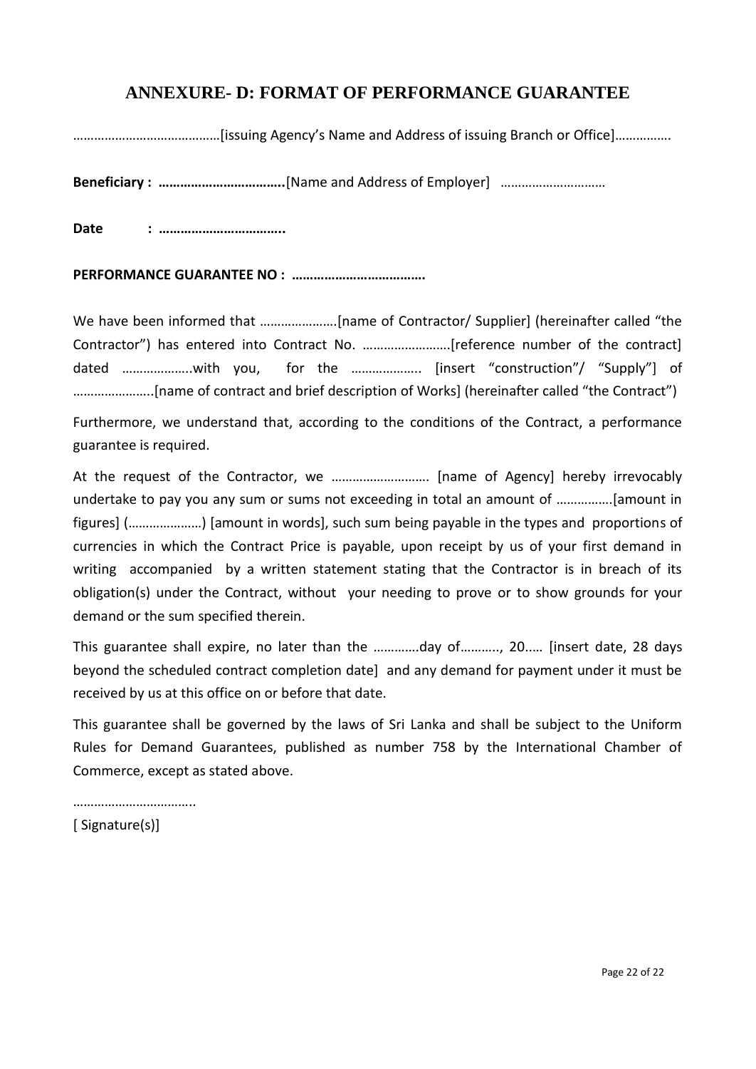## ANNEXURE- D: FORMAT OF PERFORMANCE GUARANTEE

……………………………………[issuing Agency's Name and Address of issuing Branch or Office]…………….

**Beneficiary : ……………………………..**[Name and Address of Employer] ………………………..

**Date : ……………………………..**

**PERFORMANCE GUARANTEE NO : ……………………………….**

We have been informed that ………………….[name of Contractor/ Supplier] (hereinafter called "the Contractor") has entered into Contract No. …………………….[reference number of the contract] dated ………………..with you, for the ……………….. [insert "construction"/ "Supply"] of …………………..[name of contract and brief description of Works] (hereinafter called "the Contract")

Furthermore, we understand that, according to the conditions of the Contract, a performance guarantee is required.

At the request of the Contractor, we ………………………. [name of Agency] hereby irrevocably undertake to pay you any sum or sums not exceeding in total an amount of …………….[amount in figures] (…………………) [amount in words], such sum being payable in the types and proportions of currencies in which the Contract Price is payable, upon receipt by us of your first demand in writing accompanied by a written statement stating that the Contractor is in breach of its obligation(s) under the Contract, without your needing to prove or to show grounds for your demand or the sum specified therein.

This guarantee shall expire, no later than the ………….day of……….., 20..… [insert date, 28 days beyond the scheduled contract completion date] and any demand for payment under it must be received by us at this office on or before that date.

This guarantee shall be governed by the laws of Sri Lanka and shall be subject to the Uniform Rules for Demand Guarantees, published as number 758 by the International Chamber of Commerce, except as stated above.

……………………………..

[ Signature(s)]